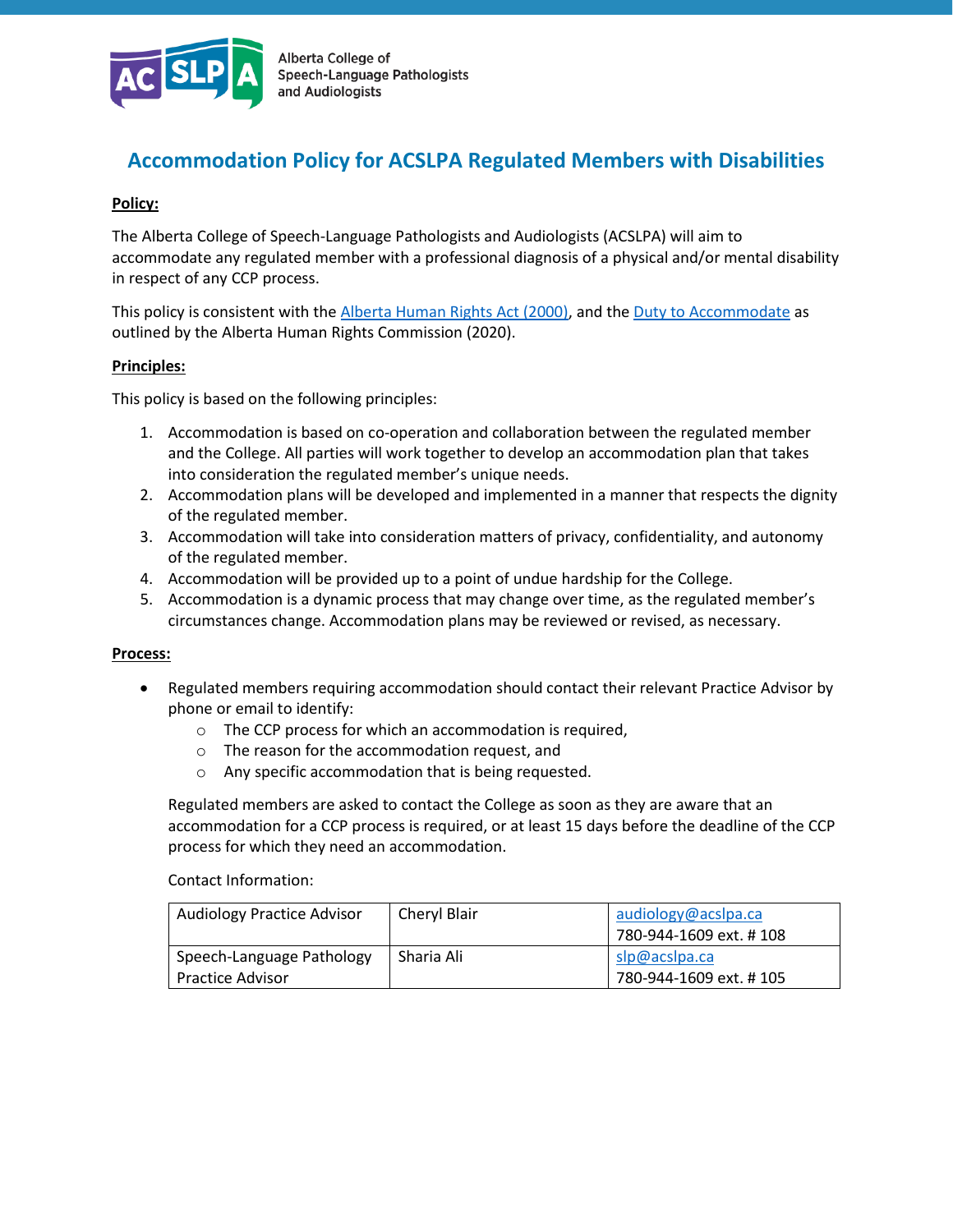Alberta College of Speech-Language Pathologists and Audiologists

# Accommodation Policy for ACSLPA Regulated Members with Disabilities

**Policy:**

The Alberta College of Speech-Language Pathologists and Audiologists (ACSLPA) will aim to accommodate any regulated member with a professional diagnosis of a physical and/or mental disability in respect of any CCP process.

This policy is consistent with the Alberta Human Rights Act (2000), and the Duty to Accommodate as outlined by the Alberta Human Rights Commission (2020).

**Principles:**

This policy is based on the following principles:

1. Accommodation is based on co-operation and collaboration between the regulated member and the College. All parties will work together to develop an accommodation plan that takes into consideration the regulated member's unique needs.
2. Accommodation plans will be developed and implemented in a manner that respects the dignity of the regulated member.
3. Accommodation will take into consideration matters of privacy, confidentiality, and autonomy of the regulated member.
4. Accommodation will be provided up to a point of undue hardship for the College.
5. Accommodation is a dynamic process that may change over time, as the regulated member's circumstances change. Accommodation plans may be reviewed or revised, as necessary.

**Process:**

- Regulated members requiring accommodation should contact their relevant Practice Advisor by phone or email to identify:
  - The CCP process for which an accommodation is required,
  - The reason for the accommodation request, and
  - Any specific accommodation that is being requested.

  Regulated members are asked to contact the College as soon as they are aware that an accommodation for a CCP process is required, or at least 15 days before the deadline of the CCP process for which they need an accommodation.

  Contact Information:

| | | |
|---|---|---|
| Audiology Practice Advisor | Cheryl Blair | audiology@acslpa.ca<br>780-944-1609 ext. # 108 |
| Speech-Language Pathology Practice Advisor | Sharia Ali | slp@acslpa.ca<br>780-944-1609 ext. # 105 |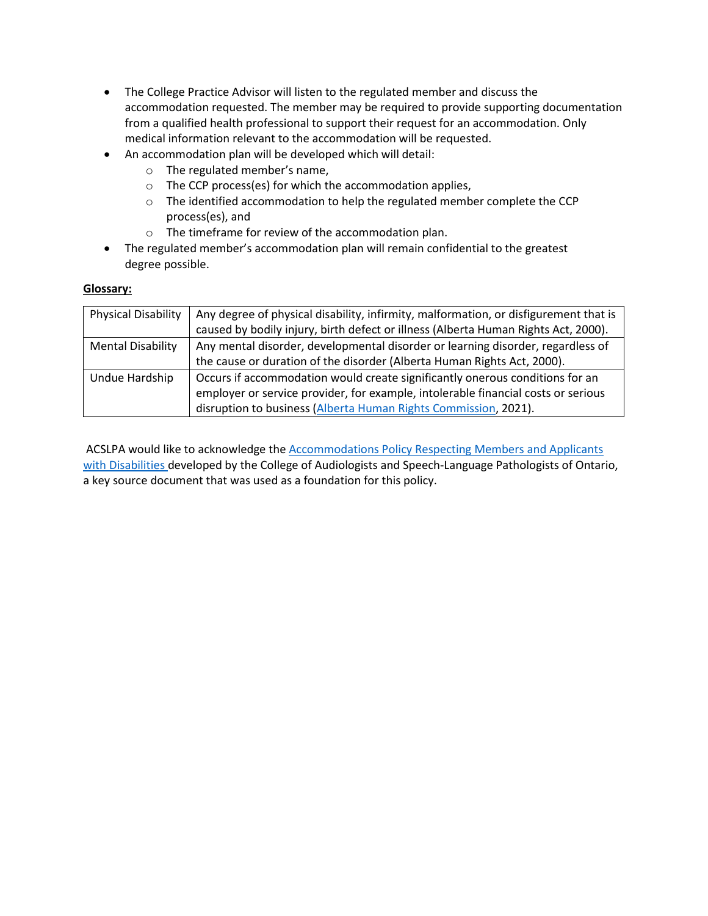- The College Practice Advisor will listen to the regulated member and discuss the accommodation requested. The member may be required to provide supporting documentation from a qualified health professional to support their request for an accommodation. Only medical information relevant to the accommodation will be requested.
- An accommodation plan will be developed which will detail:
  - The regulated member's name,
  - The CCP process(es) for which the accommodation applies,
  - The identified accommodation to help the regulated member complete the CCP process(es), and
  - The timeframe for review of the accommodation plan.
- The regulated member's accommodation plan will remain confidential to the greatest degree possible.

**Glossary:**

| | |
|---|---|
| Physical Disability | Any degree of physical disability, infirmity, malformation, or disfigurement that is caused by bodily injury, birth defect or illness (Alberta Human Rights Act, 2000). |
| Mental Disability | Any mental disorder, developmental disorder or learning disorder, regardless of the cause or duration of the disorder (Alberta Human Rights Act, 2000). |
| Undue Hardship | Occurs if accommodation would create significantly onerous conditions for an employer or service provider, for example, intolerable financial costs or serious disruption to business (Alberta Human Rights Commission, 2021). |

ACSLPA would like to acknowledge the Accommodations Policy Respecting Members and Applicants with Disabilities developed by the College of Audiologists and Speech-Language Pathologists of Ontario, a key source document that was used as a foundation for this policy.